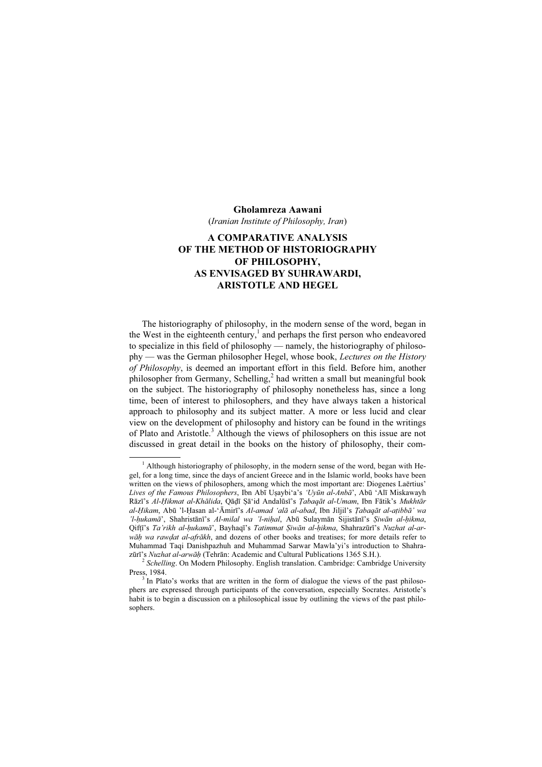**Gholamreza Aawani**

(*Iranian Institute of Philosophy, Iran*)

# A COMPARATIVE ANALYSIS OF THE METHOD OF HISTORIOGRAPHY OF PHILOSOPHY, AS ENVISAGED BY SUHRAWARDI, ARISTOTLE AND HEGEL

The historiography of philosophy, in the modern sense of the word, began in the West in the eighteenth century,[1] and perhaps the first person who endeavored to specialize in this field of philosophy — namely, the historiography of philosophy — was the German philosopher Hegel, whose book, *Lectures on the History of Philosophy*, is deemed an important effort in this field. Before him, another philosopher from Germany, Schelling,[2] had written a small but meaningful book on the subject. The historiography of philosophy nonetheless has, since a long time, been of interest to philosophers, and they have always taken a historical approach to philosophy and its subject matter. A more or less lucid and clear view on the development of philosophy and history can be found in the writings of Plato and Aristotle.[3] Although the views of philosophers on this issue are not discussed in great detail in the books on the history of philosophy, their com-

---

[1] Although historiography of philosophy, in the modern sense of the word, began with Hegel, for a long time, since the days of ancient Greece and in the Islamic world, books have been written on the views of philosophers, among which the most important are: Diogenes Laërtius' *Lives of the Famous Philosophers*, Ibn Abī Uṣaybi'a's *'Uyūn al-Anbā'*, Abū 'Alī Miskawayh Rāzī's *Al-Ḥikmat al-Khālida*, Qāḍī Ṣā'id Andalūsī's *Ṭabaqāt al-Umam*, Ibn Fātik's *Mukhtār al-Ḥikam*, Abū 'l-Ḥasan al-'Āmirī's *Al-amad 'alā al-abad*, Ibn Jiljil's *Ṭabaqāt al-aṭibbā' wa 'l-ḥukamā'*, Shahristānī's *Al-milal wa 'l-niḥal*, Abū Sulaymān Sijistānī's *Ṣiwān al-ḥikma*, Qifṭī's *Ta'rikh al-ḥukamā'*, Bayhaqī's *Tatimmat Ṣiwān al-ḥikma*, Shahrazūrī's *Nuzhat al-arwāḥ wa rawḍat al-afrākh*, and dozens of other books and treatises; for more details refer to Muhammad Taqi Danishpazhuh and Muhammad Sarwar Mawla'yi's introduction to Shahrazūrī's *Nuzhat al-arwāḥ* (Tehrān: Academic and Cultural Publications 1365 S.H.).

[2] *Schelling*. On Modern Philosophy. English translation. Cambridge: Cambridge University Press, 1984.

[3] In Plato's works that are written in the form of dialogue the views of the past philosophers are expressed through participants of the conversation, especially Socrates. Aristotle's habit is to begin a discussion on a philosophical issue by outlining the views of the past philosophers.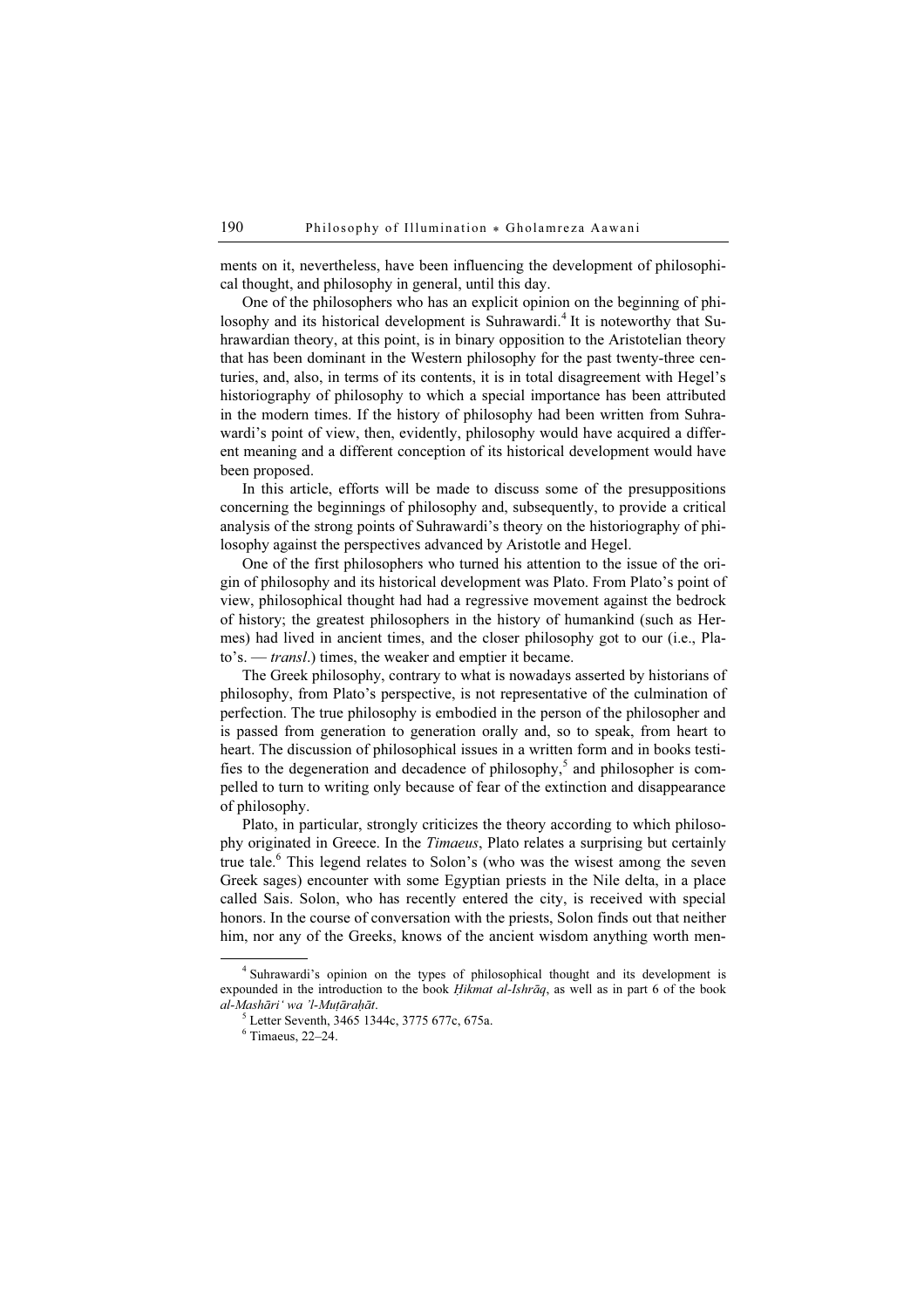ments on it, nevertheless, have been influencing the development of philosophical thought, and philosophy in general, until this day.

One of the philosophers who has an explicit opinion on the beginning of philosophy and its historical development is Suhrawardi.[4] It is noteworthy that Suhrawardian theory, at this point, is in binary opposition to the Aristotelian theory that has been dominant in the Western philosophy for the past twenty-three centuries, and, also, in terms of its contents, it is in total disagreement with Hegel's historiography of philosophy to which a special importance has been attributed in the modern times. If the history of philosophy had been written from Suhrawardi's point of view, then, evidently, philosophy would have acquired a different meaning and a different conception of its historical development would have been proposed.

In this article, efforts will be made to discuss some of the presuppositions concerning the beginnings of philosophy and, subsequently, to provide a critical analysis of the strong points of Suhrawardi's theory on the historiography of philosophy against the perspectives advanced by Aristotle and Hegel.

One of the first philosophers who turned his attention to the issue of the origin of philosophy and its historical development was Plato. From Plato's point of view, philosophical thought had had a regressive movement against the bedrock of history; the greatest philosophers in the history of humankind (such as Hermes) had lived in ancient times, and the closer philosophy got to our (i.e., Plato's. — *transl.*) times, the weaker and emptier it became.

The Greek philosophy, contrary to what is nowadays asserted by historians of philosophy, from Plato's perspective, is not representative of the culmination of perfection. The true philosophy is embodied in the person of the philosopher and is passed from generation to generation orally and, so to speak, from heart to heart. The discussion of philosophical issues in a written form and in books testifies to the degeneration and decadence of philosophy,[5] and philosopher is compelled to turn to writing only because of fear of the extinction and disappearance of philosophy.

Plato, in particular, strongly criticizes the theory according to which philosophy originated in Greece. In the *Timaeus*, Plato relates a surprising but certainly true tale.[6] This legend relates to Solon's (who was the wisest among the seven Greek sages) encounter with some Egyptian priests in the Nile delta, in a place called Sais. Solon, who has recently entered the city, is received with special honors. In the course of conversation with the priests, Solon finds out that neither him, nor any of the Greeks, knows of the ancient wisdom anything worth men-

---

[4] Suhrawardi's opinion on the types of philosophical thought and its development is expounded in the introduction to the book *Ḥikmat al-Ishrāq*, as well as in part 6 of the book *al-Mashāri' wa 'l-Muṭāraḥāt*.

[5] Letter Seventh, 3465 1344c, 3775 677c, 675a.

[6] Timaeus, 22–24.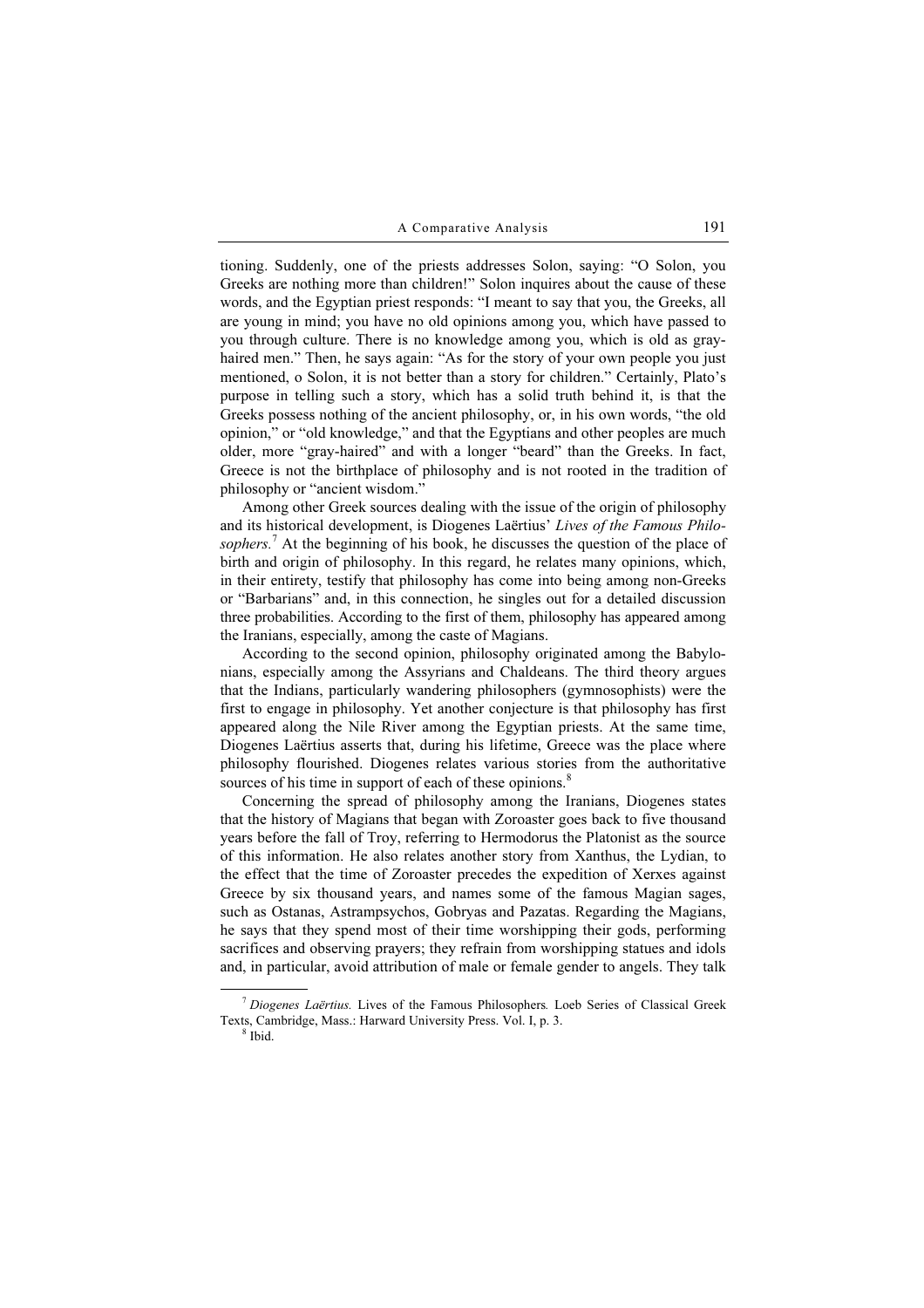tioning. Suddenly, one of the priests addresses Solon, saying: "O Solon, you Greeks are nothing more than children!" Solon inquires about the cause of these words, and the Egyptian priest responds: "I meant to say that you, the Greeks, all are young in mind; you have no old opinions among you, which have passed to you through culture. There is no knowledge among you, which is old as gray-haired men." Then, he says again: "As for the story of your own people you just mentioned, o Solon, it is not better than a story for children." Certainly, Plato's purpose in telling such a story, which has a solid truth behind it, is that the Greeks possess nothing of the ancient philosophy, or, in his own words, "the old opinion," or "old knowledge," and that the Egyptians and other peoples are much older, more "gray-haired" and with a longer "beard" than the Greeks. In fact, Greece is not the birthplace of philosophy and is not rooted in the tradition of philosophy or "ancient wisdom."

Among other Greek sources dealing with the issue of the origin of philosophy and its historical development, is Diogenes Laërtius' *Lives of the Famous Philosophers.*[7] At the beginning of his book, he discusses the question of the place of birth and origin of philosophy. In this regard, he relates many opinions, which, in their entirety, testify that philosophy has come into being among non-Greeks or "Barbarians" and, in this connection, he singles out for a detailed discussion three probabilities. According to the first of them, philosophy has appeared among the Iranians, especially, among the caste of Magians.

According to the second opinion, philosophy originated among the Babylonians, especially among the Assyrians and Chaldeans. The third theory argues that the Indians, particularly wandering philosophers (gymnosophists) were the first to engage in philosophy. Yet another conjecture is that philosophy has first appeared along the Nile River among the Egyptian priests. At the same time, Diogenes Laërtius asserts that, during his lifetime, Greece was the place where philosophy flourished. Diogenes relates various stories from the authoritative sources of his time in support of each of these opinions.[8]

Concerning the spread of philosophy among the Iranians, Diogenes states that the history of Magians that began with Zoroaster goes back to five thousand years before the fall of Troy, referring to Hermodorus the Platonist as the source of this information. He also relates another story from Xanthus, the Lydian, to the effect that the time of Zoroaster precedes the expedition of Xerxes against Greece by six thousand years, and names some of the famous Magian sages, such as Ostanas, Astrampsychos, Gobryas and Pazatas. Regarding the Magians, he says that they spend most of their time worshipping their gods, performing sacrifices and observing prayers; they refrain from worshipping statues and idols and, in particular, avoid attribution of male or female gender to angels. They talk

---

[7] *Diogenes Laërtius.* Lives of the Famous Philosophers*.* Loeb Series of Classical Greek Texts, Cambridge, Mass.: Harward University Press. Vol. I, p. 3.

[8] Ibid.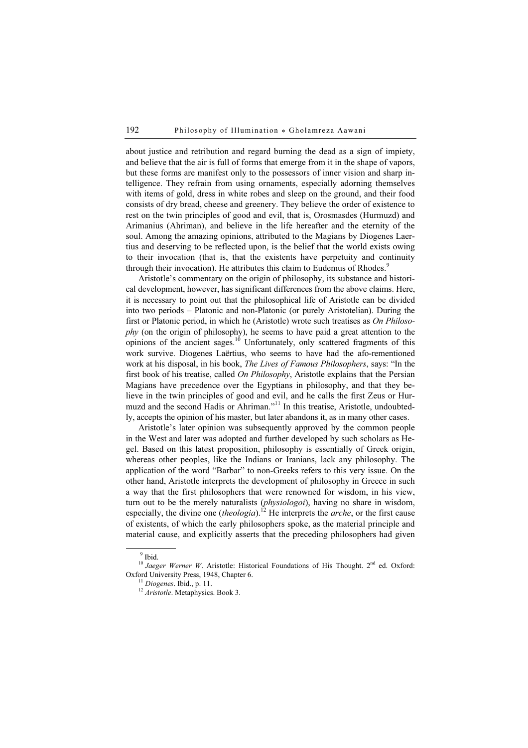about justice and retribution and regard burning the dead as a sign of impiety, and believe that the air is full of forms that emerge from it in the shape of vapors, but these forms are manifest only to the possessors of inner vision and sharp intelligence. They refrain from using ornaments, especially adorning themselves with items of gold, dress in white robes and sleep on the ground, and their food consists of dry bread, cheese and greenery. They believe the order of existence to rest on the twin principles of good and evil, that is, Orosmasdes (Hurmuzd) and Arimanius (Ahriman), and believe in the life hereafter and the eternity of the soul. Among the amazing opinions, attributed to the Magians by Diogenes Laertius and deserving to be reflected upon, is the belief that the world exists owing to their invocation (that is, that the existents have perpetuity and continuity through their invocation). He attributes this claim to Eudemus of Rhodes.[9]

Aristotle's commentary on the origin of philosophy, its substance and historical development, however, has significant differences from the above claims. Here, it is necessary to point out that the philosophical life of Aristotle can be divided into two periods – Platonic and non-Platonic (or purely Aristotelian). During the first or Platonic period, in which he (Aristotle) wrote such treatises as *On Philosophy* (on the origin of philosophy), he seems to have paid a great attention to the opinions of the ancient sages.[10] Unfortunately, only scattered fragments of this work survive. Diogenes Laërtius, who seems to have had the afo-rementioned work at his disposal, in his book, *The Lives of Famous Philosophers*, says: "In the first book of his treatise, called *On Philosophy*, Aristotle explains that the Persian Magians have precedence over the Egyptians in philosophy, and that they believe in the twin principles of good and evil, and he calls the first Zeus or Hurmuzd and the second Hadis or Ahriman."[11] In this treatise, Aristotle, undoubtedly, accepts the opinion of his master, but later abandons it, as in many other cases.

Aristotle's later opinion was subsequently approved by the common people in the West and later was adopted and further developed by such scholars as Hegel. Based on this latest proposition, philosophy is essentially of Greek origin, whereas other peoples, like the Indians or Iranians, lack any philosophy. The application of the word "Barbar" to non-Greeks refers to this very issue. On the other hand, Aristotle interprets the development of philosophy in Greece in such a way that the first philosophers that were renowned for wisdom, in his view, turn out to be the merely naturalists (*physiologoi*), having no share in wisdom, especially, the divine one (*theologia*).[12] He interprets the *arche*, or the first cause of existents, of which the early philosophers spoke, as the material principle and material cause, and explicitly asserts that the preceding philosophers had given

---

[9] Ibid.

[10] *Jaeger Werner W*. Aristotle: Historical Foundations of His Thought. 2nd ed. Oxford: Oxford University Press, 1948, Chapter 6.

[11] *Diogenes*. Ibid., p. 11.

[12] *Aristotle*. Metaphysics. Book 3.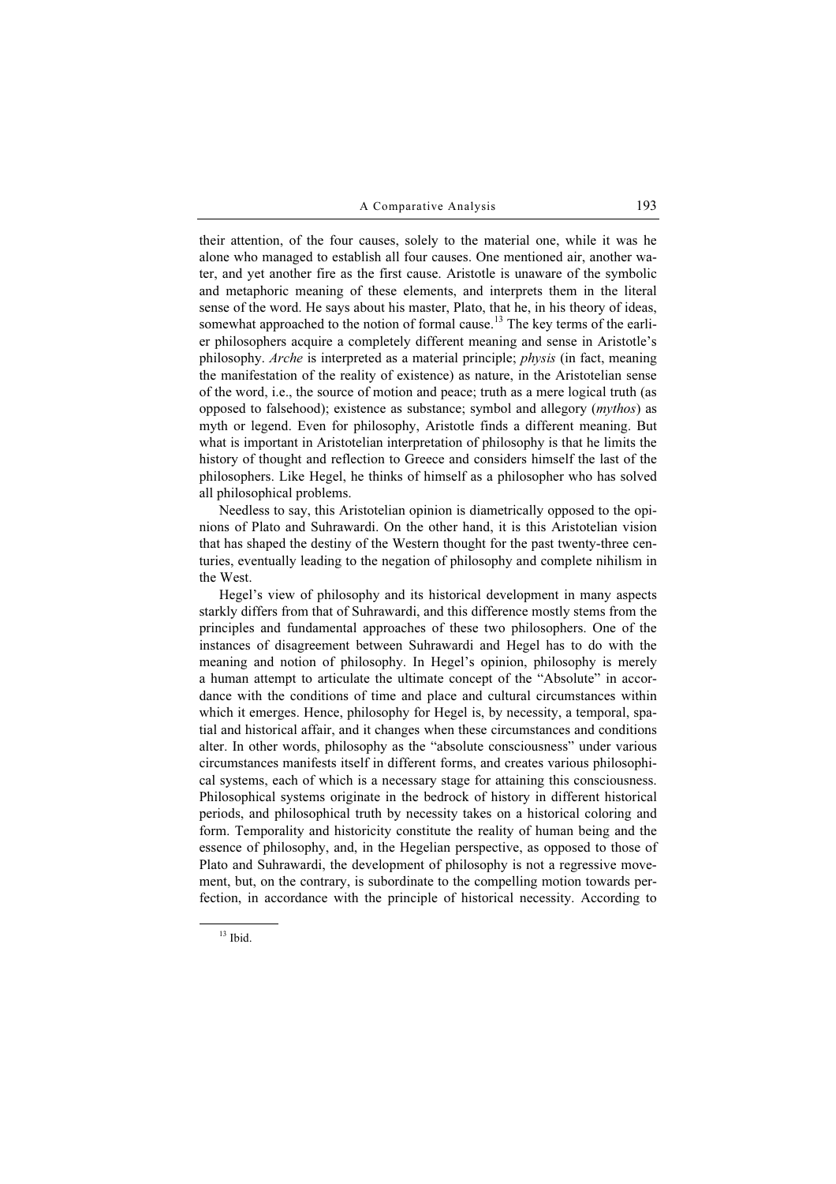their attention, of the four causes, solely to the material one, while it was he alone who managed to establish all four causes. One mentioned air, another water, and yet another fire as the first cause. Aristotle is unaware of the symbolic and metaphoric meaning of these elements, and interprets them in the literal sense of the word. He says about his master, Plato, that he, in his theory of ideas, somewhat approached to the notion of formal cause.[13] The key terms of the earlier philosophers acquire a completely different meaning and sense in Aristotle's philosophy. *Arche* is interpreted as a material principle; *physis* (in fact, meaning the manifestation of the reality of existence) as nature, in the Aristotelian sense of the word, i.e., the source of motion and peace; truth as a mere logical truth (as opposed to falsehood); existence as substance; symbol and allegory (*mythos*) as myth or legend. Even for philosophy, Aristotle finds a different meaning. But what is important in Aristotelian interpretation of philosophy is that he limits the history of thought and reflection to Greece and considers himself the last of the philosophers. Like Hegel, he thinks of himself as a philosopher who has solved all philosophical problems.

Needless to say, this Aristotelian opinion is diametrically opposed to the opinions of Plato and Suhrawardi. On the other hand, it is this Aristotelian vision that has shaped the destiny of the Western thought for the past twenty-three centuries, eventually leading to the negation of philosophy and complete nihilism in the West.

Hegel's view of philosophy and its historical development in many aspects starkly differs from that of Suhrawardi, and this difference mostly stems from the principles and fundamental approaches of these two philosophers. One of the instances of disagreement between Suhrawardi and Hegel has to do with the meaning and notion of philosophy. In Hegel's opinion, philosophy is merely a human attempt to articulate the ultimate concept of the "Absolute" in accordance with the conditions of time and place and cultural circumstances within which it emerges. Hence, philosophy for Hegel is, by necessity, a temporal, spatial and historical affair, and it changes when these circumstances and conditions alter. In other words, philosophy as the "absolute consciousness" under various circumstances manifests itself in different forms, and creates various philosophical systems, each of which is a necessary stage for attaining this consciousness. Philosophical systems originate in the bedrock of history in different historical periods, and philosophical truth by necessity takes on a historical coloring and form. Temporality and historicity constitute the reality of human being and the essence of philosophy, and, in the Hegelian perspective, as opposed to those of Plato and Suhrawardi, the development of philosophy is not a regressive movement, but, on the contrary, is subordinate to the compelling motion towards perfection, in accordance with the principle of historical necessity. According to

[13] Ibid.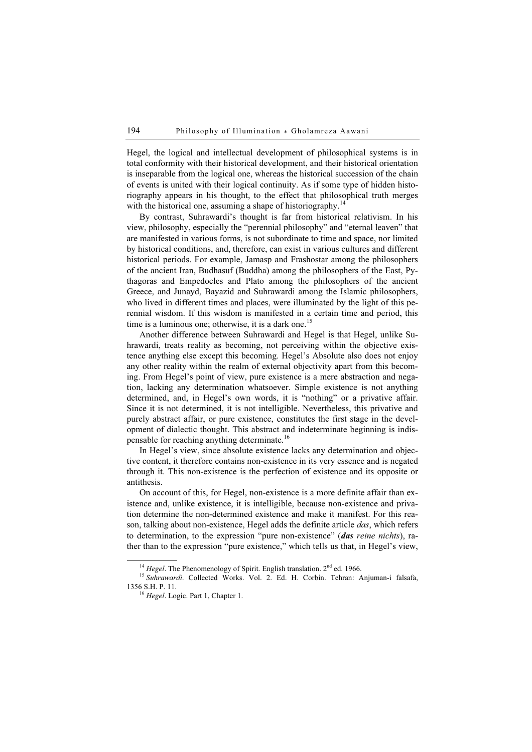Hegel, the logical and intellectual development of philosophical systems is in total conformity with their historical development, and their historical orientation is inseparable from the logical one, whereas the historical succession of the chain of events is united with their logical continuity. As if some type of hidden historiography appears in his thought, to the effect that philosophical truth merges with the historical one, assuming a shape of historiography.[14]

By contrast, Suhrawardi's thought is far from historical relativism. In his view, philosophy, especially the "perennial philosophy" and "eternal leaven" that are manifested in various forms, is not subordinate to time and space, nor limited by historical conditions, and, therefore, can exist in various cultures and different historical periods. For example, Jamasp and Frashostar among the philosophers of the ancient Iran, Budhasuf (Buddha) among the philosophers of the East, Pythagoras and Empedocles and Plato among the philosophers of the ancient Greece, and Junayd, Bayazid and Suhrawardi among the Islamic philosophers, who lived in different times and places, were illuminated by the light of this perennial wisdom. If this wisdom is manifested in a certain time and period, this time is a luminous one; otherwise, it is a dark one.[15]

Another difference between Suhrawardi and Hegel is that Hegel, unlike Suhrawardi, treats reality as becoming, not perceiving within the objective existence anything else except this becoming. Hegel's Absolute also does not enjoy any other reality within the realm of external objectivity apart from this becoming. From Hegel's point of view, pure existence is a mere abstraction and negation, lacking any determination whatsoever. Simple existence is not anything determined, and, in Hegel's own words, it is "nothing" or a privative affair. Since it is not determined, it is not intelligible. Nevertheless, this privative and purely abstract affair, or pure existence, constitutes the first stage in the development of dialectic thought. This abstract and indeterminate beginning is indispensable for reaching anything determinate.[16]

In Hegel's view, since absolute existence lacks any determination and objective content, it therefore contains non-existence in its very essence and is negated through it. This non-existence is the perfection of existence and its opposite or antithesis.

On account of this, for Hegel, non-existence is a more definite affair than existence and, unlike existence, it is intelligible, because non-existence and privation determine the non-determined existence and make it manifest. For this reason, talking about non-existence, Hegel adds the definite article *das*, which refers to determination, to the expression "pure non-existence" (***das** reine nichts*), rather than to the expression "pure existence," which tells us that, in Hegel's view,

---

[14] *Hegel*. The Phenomenology of Spirit. English translation. 2nd ed. 1966.

[15] *Suhrawardi*. Collected Works. Vol. 2. Ed. H. Corbin. Tehran: Anjuman-i falsafa, 1356 S.H. P. 11.

[16] *Hegel*. Logic. Part 1, Chapter 1.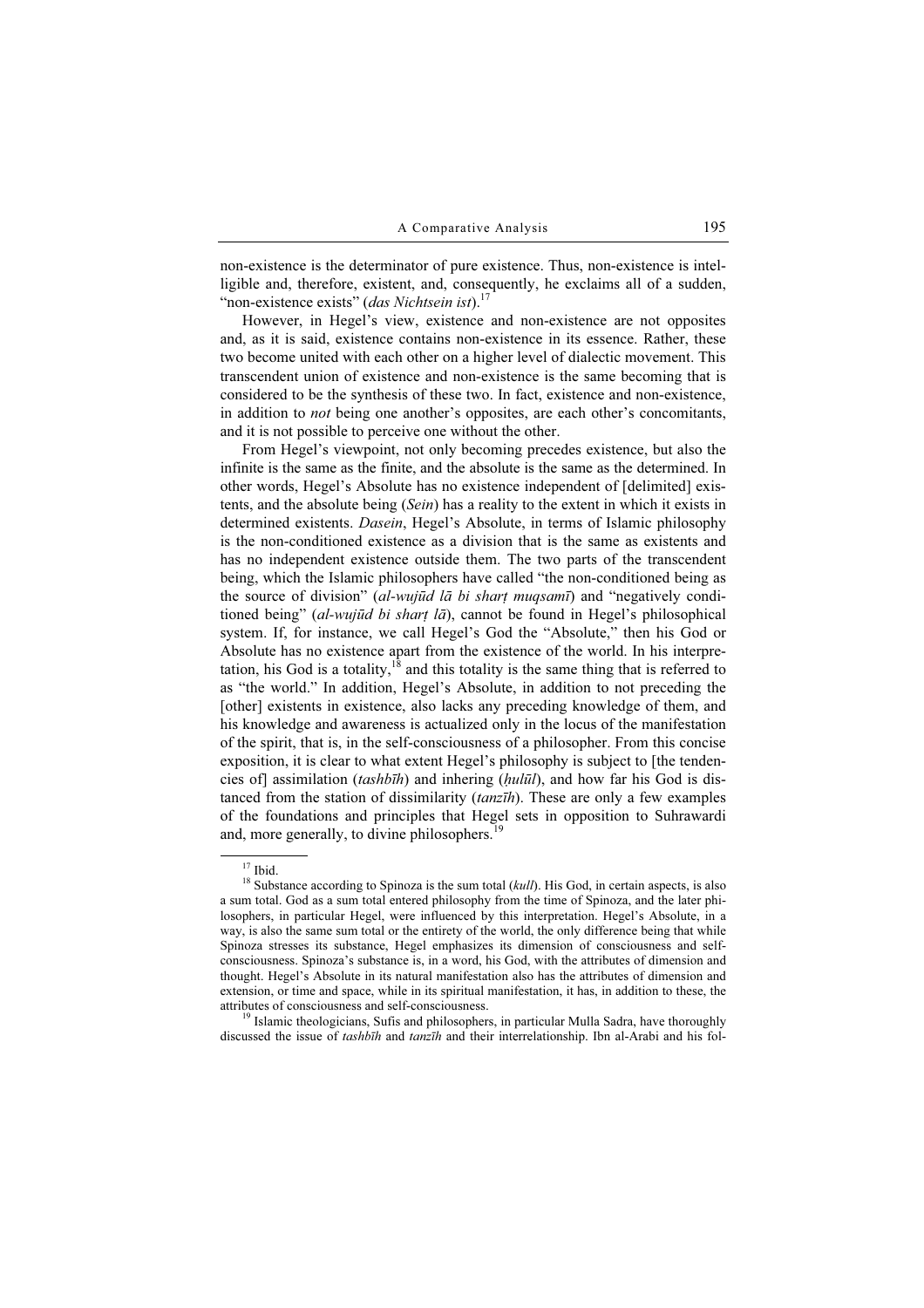non-existence is the determinator of pure existence. Thus, non-existence is intelligible and, therefore, existent, and, consequently, he exclaims all of a sudden, "non-existence exists" (*das Nichtsein ist*).[17]

However, in Hegel's view, existence and non-existence are not opposites and, as it is said, existence contains non-existence in its essence. Rather, these two become united with each other on a higher level of dialectic movement. This transcendent union of existence and non-existence is the same becoming that is considered to be the synthesis of these two. In fact, existence and non-existence, in addition to *not* being one another's opposites, are each other's concomitants, and it is not possible to perceive one without the other.

From Hegel's viewpoint, not only becoming precedes existence, but also the infinite is the same as the finite, and the absolute is the same as the determined. In other words, Hegel's Absolute has no existence independent of [delimited] existents, and the absolute being (*Sein*) has a reality to the extent in which it exists in determined existents. *Dasein*, Hegel's Absolute, in terms of Islamic philosophy is the non-conditioned existence as a division that is the same as existents and has no independent existence outside them. The two parts of the transcendent being, which the Islamic philosophers have called "the non-conditioned being as the source of division" (*al-wujūd lā bi sharṭ muqsamī*) and "negatively conditioned being" (*al-wujūd bi sharṭ lā*), cannot be found in Hegel's philosophical system. If, for instance, we call Hegel's God the "Absolute," then his God or Absolute has no existence apart from the existence of the world. In his interpretation, his God is a totality,[18] and this totality is the same thing that is referred to as "the world." In addition, Hegel's Absolute, in addition to not preceding the [other] existents in existence, also lacks any preceding knowledge of them, and his knowledge and awareness is actualized only in the locus of the manifestation of the spirit, that is, in the self-consciousness of a philosopher. From this concise exposition, it is clear to what extent Hegel's philosophy is subject to [the tendencies of] assimilation (*tashbīh*) and inhering (*ḥulūl*), and how far his God is distanced from the station of dissimilarity (*tanzīh*). These are only a few examples of the foundations and principles that Hegel sets in opposition to Suhrawardi and, more generally, to divine philosophers.[19]

---

[17] Ibid.

[18] Substance according to Spinoza is the sum total (*kull*). His God, in certain aspects, is also a sum total. God as a sum total entered philosophy from the time of Spinoza, and the later philosophers, in particular Hegel, were influenced by this interpretation. Hegel's Absolute, in a way, is also the same sum total or the entirety of the world, the only difference being that while Spinoza stresses its substance, Hegel emphasizes its dimension of consciousness and self-consciousness. Spinoza's substance is, in a word, his God, with the attributes of dimension and thought. Hegel's Absolute in its natural manifestation also has the attributes of dimension and extension, or time and space, while in its spiritual manifestation, it has, in addition to these, the attributes of consciousness and self-consciousness.

[19] Islamic theologicians, Sufis and philosophers, in particular Mulla Sadra, have thoroughly discussed the issue of *tashbīh* and *tanzīh* and their interrelationship. Ibn al-Arabi and his fol-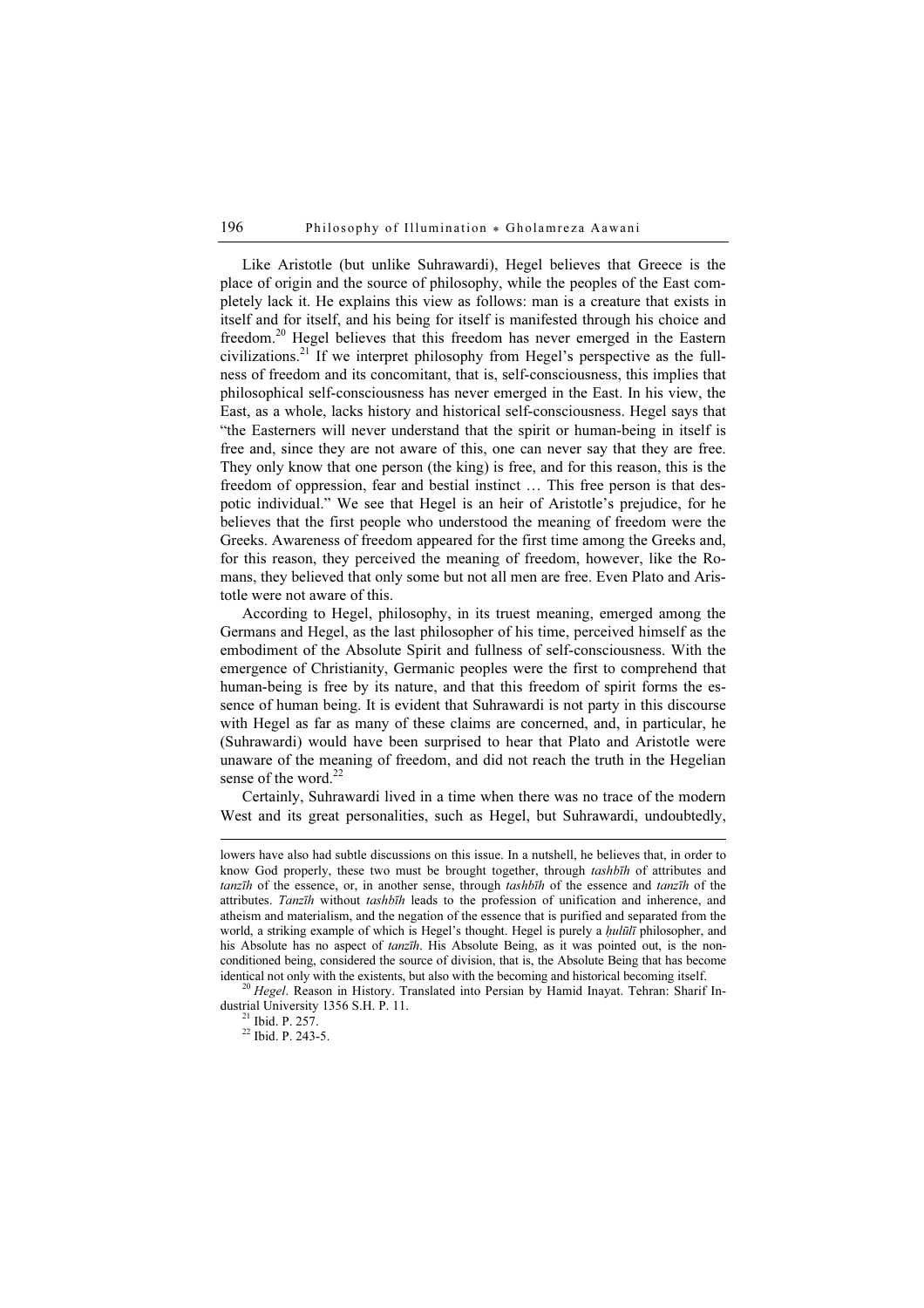Like Aristotle (but unlike Suhrawardi), Hegel believes that Greece is the place of origin and the source of philosophy, while the peoples of the East completely lack it. He explains this view as follows: man is a creature that exists in itself and for itself, and his being for itself is manifested through his choice and freedom.[20] Hegel believes that this freedom has never emerged in the Eastern civilizations.[21] If we interpret philosophy from Hegel's perspective as the fullness of freedom and its concomitant, that is, self-consciousness, this implies that philosophical self-consciousness has never emerged in the East. In his view, the East, as a whole, lacks history and historical self-consciousness. Hegel says that "the Easterners will never understand that the spirit or human-being in itself is free and, since they are not aware of this, one can never say that they are free. They only know that one person (the king) is free, and for this reason, this is the freedom of oppression, fear and bestial instinct … This free person is that despotic individual." We see that Hegel is an heir of Aristotle's prejudice, for he believes that the first people who understood the meaning of freedom were the Greeks. Awareness of freedom appeared for the first time among the Greeks and, for this reason, they perceived the meaning of freedom, however, like the Romans, they believed that only some but not all men are free. Even Plato and Aristotle were not aware of this.

According to Hegel, philosophy, in its truest meaning, emerged among the Germans and Hegel, as the last philosopher of his time, perceived himself as the embodiment of the Absolute Spirit and fullness of self-consciousness. With the emergence of Christianity, Germanic peoples were the first to comprehend that human-being is free by its nature, and that this freedom of spirit forms the essence of human being. It is evident that Suhrawardi is not party in this discourse with Hegel as far as many of these claims are concerned, and, in particular, he (Suhrawardi) would have been surprised to hear that Plato and Aristotle were unaware of the meaning of freedom, and did not reach the truth in the Hegelian sense of the word.[22]

Certainly, Suhrawardi lived in a time when there was no trace of the modern West and its great personalities, such as Hegel, but Suhrawardi, undoubtedly,

---

lowers have also had subtle discussions on this issue. In a nutshell, he believes that, in order to know God properly, these two must be brought together, through *tashbīh* of attributes and *tanzīh* of the essence, or, in another sense, through *tashbīh* of the essence and *tanzīh* of the attributes. *Tanzīh* without *tashbīh* leads to the profession of unification and inherence, and atheism and materialism, and the negation of the essence that is purified and separated from the world, a striking example of which is Hegel's thought. Hegel is purely a *ḥulūlī* philosopher, and his Absolute has no aspect of *tanzīh*. His Absolute Being, as it was pointed out, is the non-conditioned being, considered the source of division, that is, the Absolute Being that has become identical not only with the existents, but also with the becoming and historical becoming itself.

[20] *Hegel*. Reason in History. Translated into Persian by Hamid Inayat. Tehran: Sharif Industrial University 1356 S.H. P. 11.

[21] Ibid. P. 257.

[22] Ibid. P. 243-5.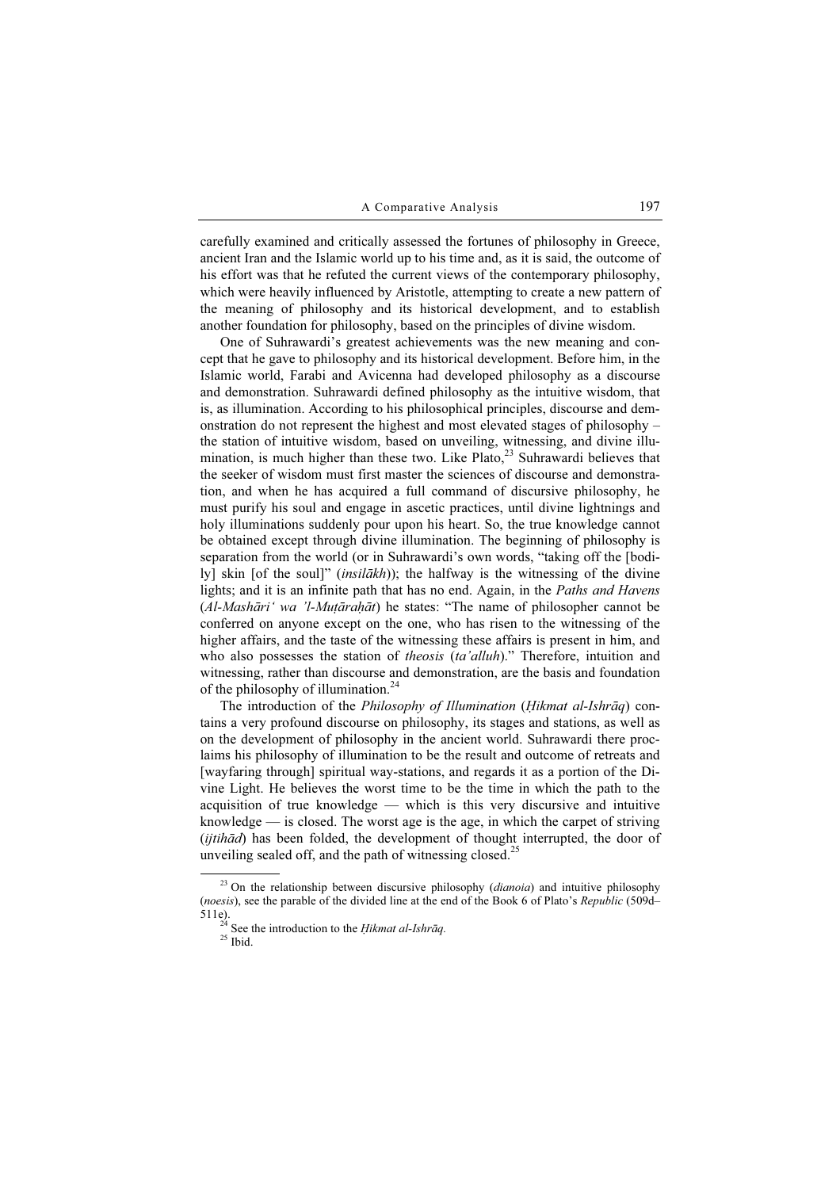carefully examined and critically assessed the fortunes of philosophy in Greece, ancient Iran and the Islamic world up to his time and, as it is said, the outcome of his effort was that he refuted the current views of the contemporary philosophy, which were heavily influenced by Aristotle, attempting to create a new pattern of the meaning of philosophy and its historical development, and to establish another foundation for philosophy, based on the principles of divine wisdom.

One of Suhrawardi's greatest achievements was the new meaning and concept that he gave to philosophy and its historical development. Before him, in the Islamic world, Farabi and Avicenna had developed philosophy as a discourse and demonstration. Suhrawardi defined philosophy as the intuitive wisdom, that is, as illumination. According to his philosophical principles, discourse and demonstration do not represent the highest and most elevated stages of philosophy – the station of intuitive wisdom, based on unveiling, witnessing, and divine illumination, is much higher than these two. Like Plato,[23] Suhrawardi believes that the seeker of wisdom must first master the sciences of discourse and demonstration, and when he has acquired a full command of discursive philosophy, he must purify his soul and engage in ascetic practices, until divine lightnings and holy illuminations suddenly pour upon his heart. So, the true knowledge cannot be obtained except through divine illumination. The beginning of philosophy is separation from the world (or in Suhrawardi's own words, "taking off the [bodily] skin [of the soul]" (*insilākh*)); the halfway is the witnessing of the divine lights; and it is an infinite path that has no end. Again, in the *Paths and Havens* (*Al-Mashāri' wa 'l-Muṭāraḥāt*) he states: "The name of philosopher cannot be conferred on anyone except on the one, who has risen to the witnessing of the higher affairs, and the taste of the witnessing these affairs is present in him, and who also possesses the station of *theosis* (*ta'alluh*)." Therefore, intuition and witnessing, rather than discourse and demonstration, are the basis and foundation of the philosophy of illumination.[24]

The introduction of the *Philosophy of Illumination* (*Ḥikmat al-Ishrāq*) contains a very profound discourse on philosophy, its stages and stations, as well as on the development of philosophy in the ancient world. Suhrawardi there proclaims his philosophy of illumination to be the result and outcome of retreats and [wayfaring through] spiritual way-stations, and regards it as a portion of the Divine Light. He believes the worst time to be the time in which the path to the acquisition of true knowledge — which is this very discursive and intuitive knowledge — is closed. The worst age is the age, in which the carpet of striving (*ijtihād*) has been folded, the development of thought interrupted, the door of unveiling sealed off, and the path of witnessing closed.[25]

---

[23] On the relationship between discursive philosophy (*dianoia*) and intuitive philosophy (*noesis*), see the parable of the divided line at the end of the Book 6 of Plato's *Republic* (509d–511e).

[24] See the introduction to the *Ḥikmat al-Ishrāq*.

[25] Ibid.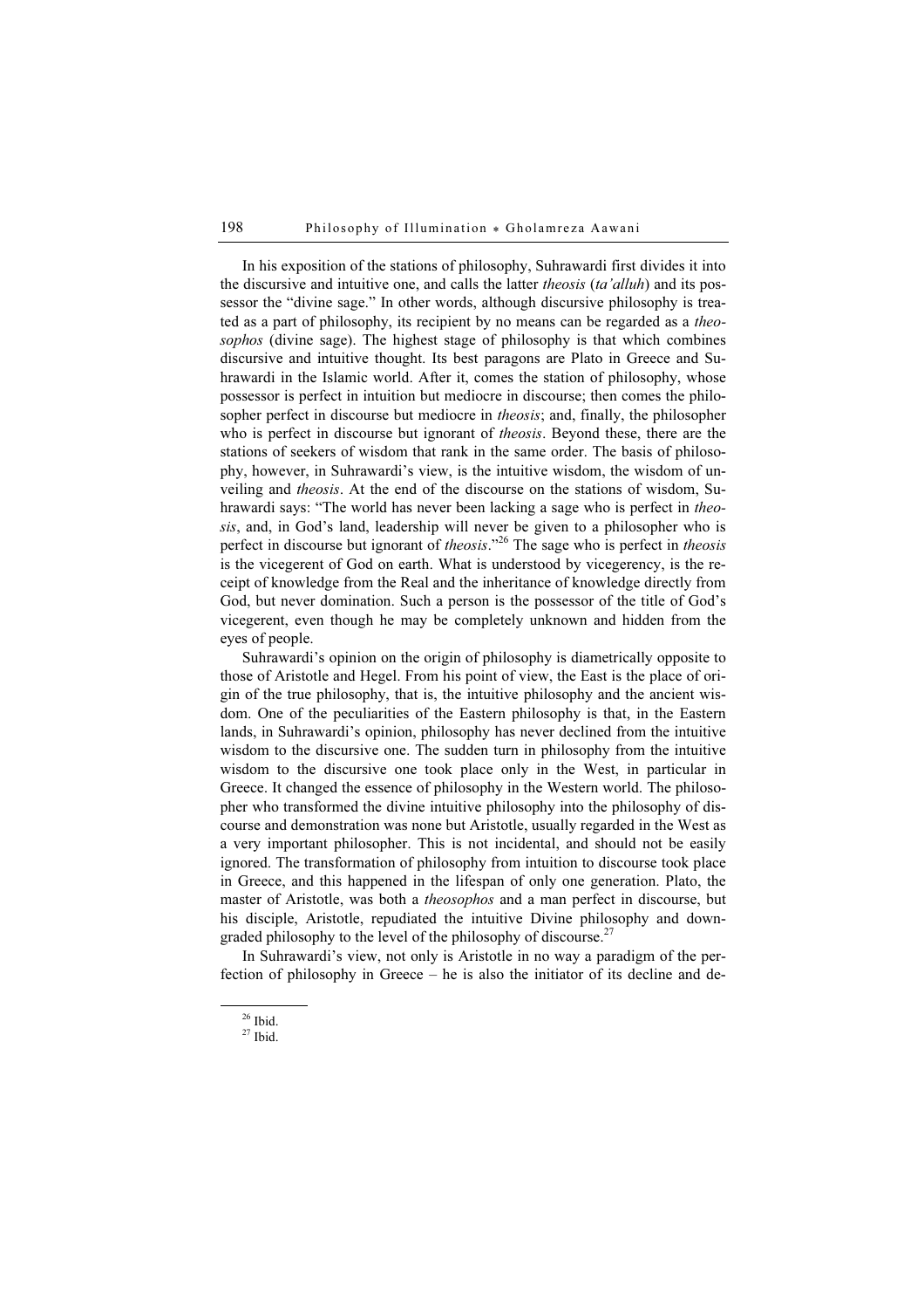In his exposition of the stations of philosophy, Suhrawardi first divides it into the discursive and intuitive one, and calls the latter *theosis* (*ta'alluh*) and its possessor the "divine sage." In other words, although discursive philosophy is treated as a part of philosophy, its recipient by no means can be regarded as a *theosophos* (divine sage). The highest stage of philosophy is that which combines discursive and intuitive thought. Its best paragons are Plato in Greece and Suhrawardi in the Islamic world. After it, comes the station of philosophy, whose possessor is perfect in intuition but mediocre in discourse; then comes the philosopher perfect in discourse but mediocre in *theosis*; and, finally, the philosopher who is perfect in discourse but ignorant of *theosis*. Beyond these, there are the stations of seekers of wisdom that rank in the same order. The basis of philosophy, however, in Suhrawardi's view, is the intuitive wisdom, the wisdom of unveiling and *theosis*. At the end of the discourse on the stations of wisdom, Suhrawardi says: "The world has never been lacking a sage who is perfect in *theosis*, and, in God's land, leadership will never be given to a philosopher who is perfect in discourse but ignorant of *theosis*."[26] The sage who is perfect in *theosis* is the vicegerent of God on earth. What is understood by vicegerency, is the receipt of knowledge from the Real and the inheritance of knowledge directly from God, but never domination. Such a person is the possessor of the title of God's vicegerent, even though he may be completely unknown and hidden from the eyes of people.

Suhrawardi's opinion on the origin of philosophy is diametrically opposite to those of Aristotle and Hegel. From his point of view, the East is the place of origin of the true philosophy, that is, the intuitive philosophy and the ancient wisdom. One of the peculiarities of the Eastern philosophy is that, in the Eastern lands, in Suhrawardi's opinion, philosophy has never declined from the intuitive wisdom to the discursive one. The sudden turn in philosophy from the intuitive wisdom to the discursive one took place only in the West, in particular in Greece. It changed the essence of philosophy in the Western world. The philosopher who transformed the divine intuitive philosophy into the philosophy of discourse and demonstration was none but Aristotle, usually regarded in the West as a very important philosopher. This is not incidental, and should not be easily ignored. The transformation of philosophy from intuition to discourse took place in Greece, and this happened in the lifespan of only one generation. Plato, the master of Aristotle, was both a *theosophos* and a man perfect in discourse, but his disciple, Aristotle, repudiated the intuitive Divine philosophy and downgraded philosophy to the level of the philosophy of discourse.[27]

In Suhrawardi's view, not only is Aristotle in no way a paradigm of the perfection of philosophy in Greece – he is also the initiator of its decline and de-

---

[26] Ibid.

[27] Ibid.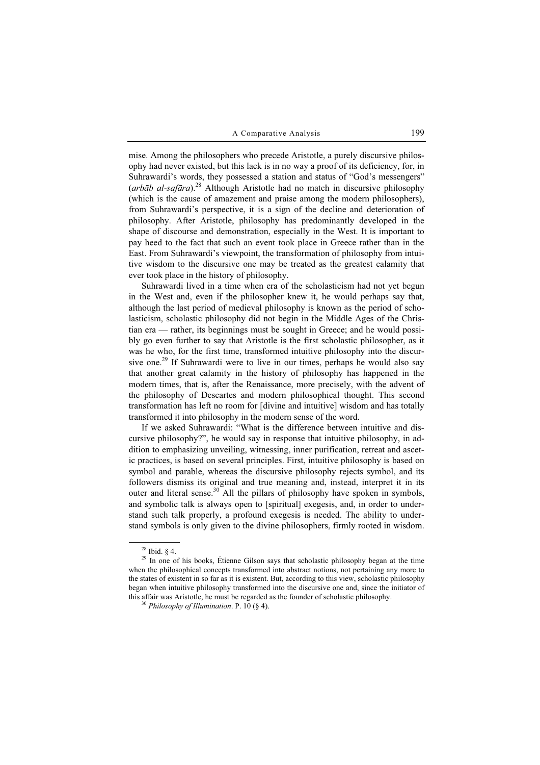mise. Among the philosophers who precede Aristotle, a purely discursive philosophy had never existed, but this lack is in no way a proof of its deficiency, for, in Suhrawardi's words, they possessed a station and status of "God's messengers" (*arbāb al-safāra*).[28] Although Aristotle had no match in discursive philosophy (which is the cause of amazement and praise among the modern philosophers), from Suhrawardi's perspective, it is a sign of the decline and deterioration of philosophy. After Aristotle, philosophy has predominantly developed in the shape of discourse and demonstration, especially in the West. It is important to pay heed to the fact that such an event took place in Greece rather than in the East. From Suhrawardi's viewpoint, the transformation of philosophy from intuitive wisdom to the discursive one may be treated as the greatest calamity that ever took place in the history of philosophy.

Suhrawardi lived in a time when era of the scholasticism had not yet begun in the West and, even if the philosopher knew it, he would perhaps say that, although the last period of medieval philosophy is known as the period of scholasticism, scholastic philosophy did not begin in the Middle Ages of the Christian era — rather, its beginnings must be sought in Greece; and he would possibly go even further to say that Aristotle is the first scholastic philosopher, as it was he who, for the first time, transformed intuitive philosophy into the discursive one.[29] If Suhrawardi were to live in our times, perhaps he would also say that another great calamity in the history of philosophy has happened in the modern times, that is, after the Renaissance, more precisely, with the advent of the philosophy of Descartes and modern philosophical thought. This second transformation has left no room for [divine and intuitive] wisdom and has totally transformed it into philosophy in the modern sense of the word.

If we asked Suhrawardi: "What is the difference between intuitive and discursive philosophy?", he would say in response that intuitive philosophy, in addition to emphasizing unveiling, witnessing, inner purification, retreat and ascetic practices, is based on several principles. First, intuitive philosophy is based on symbol and parable, whereas the discursive philosophy rejects symbol, and its followers dismiss its original and true meaning and, instead, interpret it in its outer and literal sense.[30] All the pillars of philosophy have spoken in symbols, and symbolic talk is always open to [spiritual] exegesis, and, in order to understand such talk properly, a profound exegesis is needed. The ability to understand symbols is only given to the divine philosophers, firmly rooted in wisdom.

---

[28] Ibid. § 4.

[29] In one of his books, Étienne Gilson says that scholastic philosophy began at the time when the philosophical concepts transformed into abstract notions, not pertaining any more to the states of existent in so far as it is existent. But, according to this view, scholastic philosophy began when intuitive philosophy transformed into the discursive one and, since the initiator of this affair was Aristotle, he must be regarded as the founder of scholastic philosophy.

[30] *Philosophy of Illumination*. P. 10 (§ 4).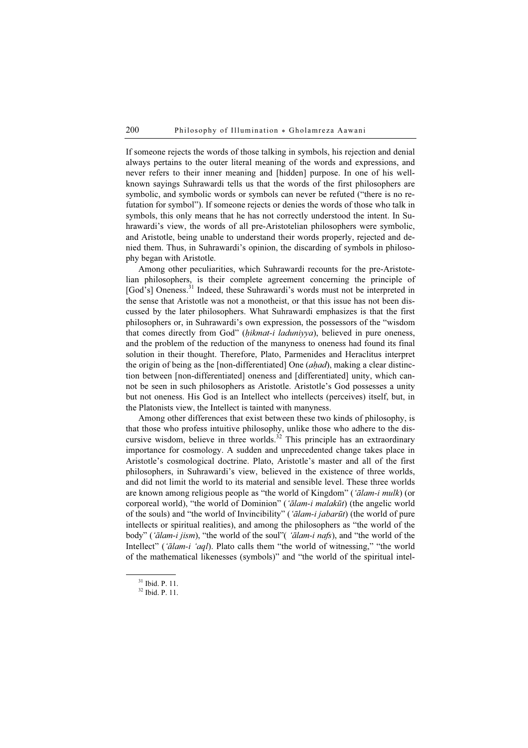If someone rejects the words of those talking in symbols, his rejection and denial always pertains to the outer literal meaning of the words and expressions, and never refers to their inner meaning and [hidden] purpose. In one of his well-known sayings Suhrawardi tells us that the words of the first philosophers are symbolic, and symbolic words or symbols can never be refuted ("there is no refutation for symbol"). If someone rejects or denies the words of those who talk in symbols, this only means that he has not correctly understood the intent. In Suhrawardi's view, the words of all pre-Aristotelian philosophers were symbolic, and Aristotle, being unable to understand their words properly, rejected and denied them. Thus, in Suhrawardi's opinion, the discarding of symbols in philosophy began with Aristotle.

Among other peculiarities, which Suhrawardi recounts for the pre-Aristotelian philosophers, is their complete agreement concerning the principle of [God's] Oneness.[31] Indeed, these Suhrawardi's words must not be interpreted in the sense that Aristotle was not a monotheist, or that this issue has not been discussed by the later philosophers. What Suhrawardi emphasizes is that the first philosophers or, in Suhrawardi's own expression, the possessors of the "wisdom that comes directly from God" (*ḥikmat-i laduniyya*), believed in pure oneness, and the problem of the reduction of the manyness to oneness had found its final solution in their thought. Therefore, Plato, Parmenides and Heraclitus interpret the origin of being as the [non-differentiated] One (*aḥad*), making a clear distinction between [non-differentiated] oneness and [differentiated] unity, which cannot be seen in such philosophers as Aristotle. Aristotle's God possesses a unity but not oneness. His God is an Intellect who intellects (perceives) itself, but, in the Platonists view, the Intellect is tainted with manyness.

Among other differences that exist between these two kinds of philosophy, is that those who profess intuitive philosophy, unlike those who adhere to the discursive wisdom, believe in three worlds.[32] This principle has an extraordinary importance for cosmology. A sudden and unprecedented change takes place in Aristotle's cosmological doctrine. Plato, Aristotle's master and all of the first philosophers, in Suhrawardi's view, believed in the existence of three worlds, and did not limit the world to its material and sensible level. These three worlds are known among religious people as "the world of Kingdom" (*'ālam-i mulk*) (or corporeal world), "the world of Dominion" (*'ālam-i malakūt*) (the angelic world of the souls) and "the world of Invincibility" (*'ālam-i jabarūt*) (the world of pure intellects or spiritual realities), and among the philosophers as "the world of the body" (*'ālam-i jism*), "the world of the soul"( *'ālam-i nafs*), and "the world of the Intellect" (*'ālam-i 'aql*). Plato calls them "the world of witnessing," "the world of the mathematical likenesses (symbols)" and "the world of the spiritual intel-

[31] Ibid. P. 11.

[32] Ibid. P. 11.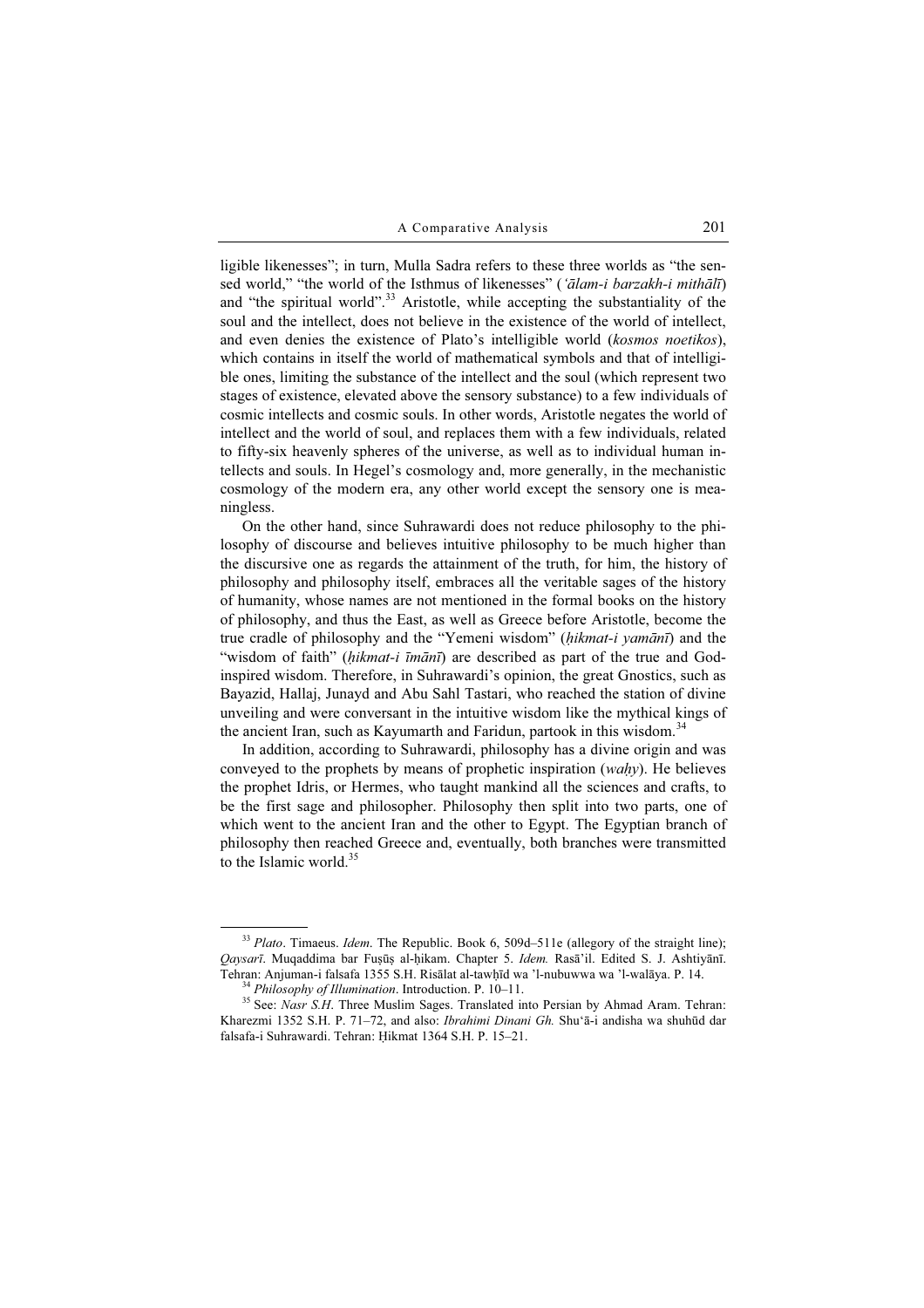ligible likenesses"; in turn, Mulla Sadra refers to these three worlds as "the sensed world," "the world of the Isthmus of likenesses" (*'ālam-i barzakh-i mithālī*) and "the spiritual world".[33] Aristotle, while accepting the substantiality of the soul and the intellect, does not believe in the existence of the world of intellect, and even denies the existence of Plato's intelligible world (*kosmos noetikos*), which contains in itself the world of mathematical symbols and that of intelligible ones, limiting the substance of the intellect and the soul (which represent two stages of existence, elevated above the sensory substance) to a few individuals of cosmic intellects and cosmic souls. In other words, Aristotle negates the world of intellect and the world of soul, and replaces them with a few individuals, related to fifty-six heavenly spheres of the universe, as well as to individual human intellects and souls. In Hegel's cosmology and, more generally, in the mechanistic cosmology of the modern era, any other world except the sensory one is meaningless.

On the other hand, since Suhrawardi does not reduce philosophy to the philosophy of discourse and believes intuitive philosophy to be much higher than the discursive one as regards the attainment of the truth, for him, the history of philosophy and philosophy itself, embraces all the veritable sages of the history of humanity, whose names are not mentioned in the formal books on the history of philosophy, and thus the East, as well as Greece before Aristotle, become the true cradle of philosophy and the "Yemeni wisdom" (*ḥikmat-i yamānī*) and the "wisdom of faith" (*ḥikmat-i īmānī*) are described as part of the true and God-inspired wisdom. Therefore, in Suhrawardi's opinion, the great Gnostics, such as Bayazid, Hallaj, Junayd and Abu Sahl Tastari, who reached the station of divine unveiling and were conversant in the intuitive wisdom like the mythical kings of the ancient Iran, such as Kayumarth and Faridun, partook in this wisdom.[34]

In addition, according to Suhrawardi, philosophy has a divine origin and was conveyed to the prophets by means of prophetic inspiration (*waḥy*). He believes the prophet Idris, or Hermes, who taught mankind all the sciences and crafts, to be the first sage and philosopher. Philosophy then split into two parts, one of which went to the ancient Iran and the other to Egypt. The Egyptian branch of philosophy then reached Greece and, eventually, both branches were transmitted to the Islamic world.[35]

---

[33] *Plato*. Timaeus. *Idem*. The Republic. Book 6, 509d–511e (allegory of the straight line); *Qaysarī*. Muqaddima bar Fuṣūṣ al-ḥikam. Chapter 5. *Idem.* Rasā'il. Edited S. J. Ashtiyānī. Tehran: Anjuman-i falsafa 1355 S.H. Risālat al-tawḥīd wa 'l-nubuwwa wa 'l-walāya. P. 14.

[34] *Philosophy of Illumination*. Introduction. P. 10–11.

[35] See: *Nasr S.H*. Three Muslim Sages. Translated into Persian by Ahmad Aram. Tehran: Kharezmi 1352 S.H. P. 71–72, and also: *Ibrahimi Dinani Gh.* Shu'ā-i andisha wa shuhūd dar falsafa-i Suhrawardi. Tehran: Ḥikmat 1364 S.H. P. 15–21.